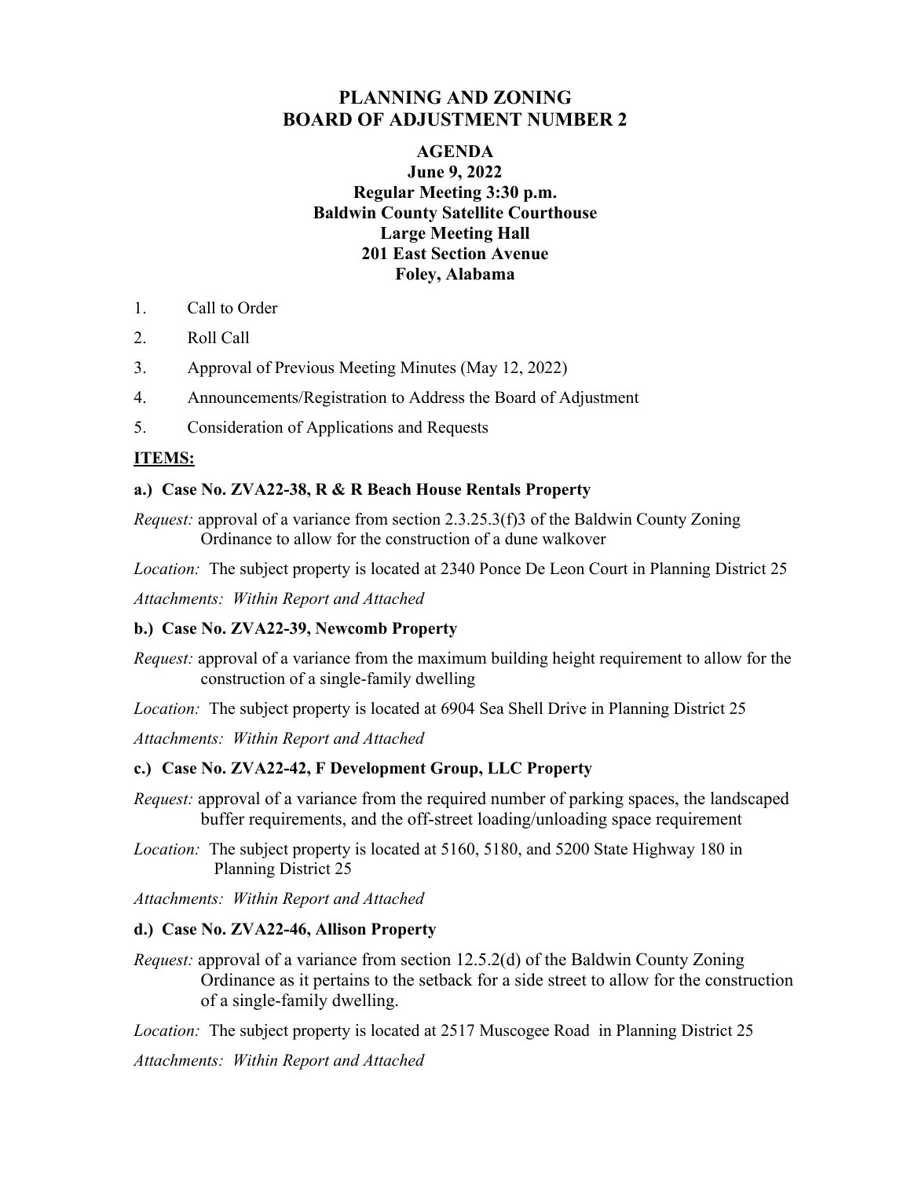# PLANNING AND ZONING
# BOARD OF ADJUSTMENT NUMBER 2

## AGENDA

**June 9, 2022**
**Regular Meeting 3:30 p.m.**
**Baldwin County Satellite Courthouse**
**Large Meeting Hall**
**201 East Section Avenue**
**Foley, Alabama**

1. Call to Order
2. Roll Call
3. Approval of Previous Meeting Minutes (May 12, 2022)
4. Announcements/Registration to Address the Board of Adjustment
5. Consideration of Applications and Requests

**ITEMS:**

**a.) Case No. ZVA22-38, R & R Beach House Rentals Property**

*Request:* approval of a variance from section 2.3.25.3(f)3 of the Baldwin County Zoning Ordinance to allow for the construction of a dune walkover

*Location:* The subject property is located at 2340 Ponce De Leon Court in Planning District 25

*Attachments: Within Report and Attached*

**b.) Case No. ZVA22-39, Newcomb Property**

*Request:* approval of a variance from the maximum building height requirement to allow for the construction of a single-family dwelling

*Location:* The subject property is located at 6904 Sea Shell Drive in Planning District 25

*Attachments: Within Report and Attached*

**c.) Case No. ZVA22-42, F Development Group, LLC Property**

*Request:* approval of a variance from the required number of parking spaces, the landscaped buffer requirements, and the off-street loading/unloading space requirement

*Location:* The subject property is located at 5160, 5180, and 5200 State Highway 180 in Planning District 25

*Attachments: Within Report and Attached*

**d.) Case No. ZVA22-46, Allison Property**

*Request:* approval of a variance from section 12.5.2(d) of the Baldwin County Zoning Ordinance as it pertains to the setback for a side street to allow for the construction of a single-family dwelling.

*Location:* The subject property is located at 2517 Muscogee Road in Planning District 25

*Attachments: Within Report and Attached*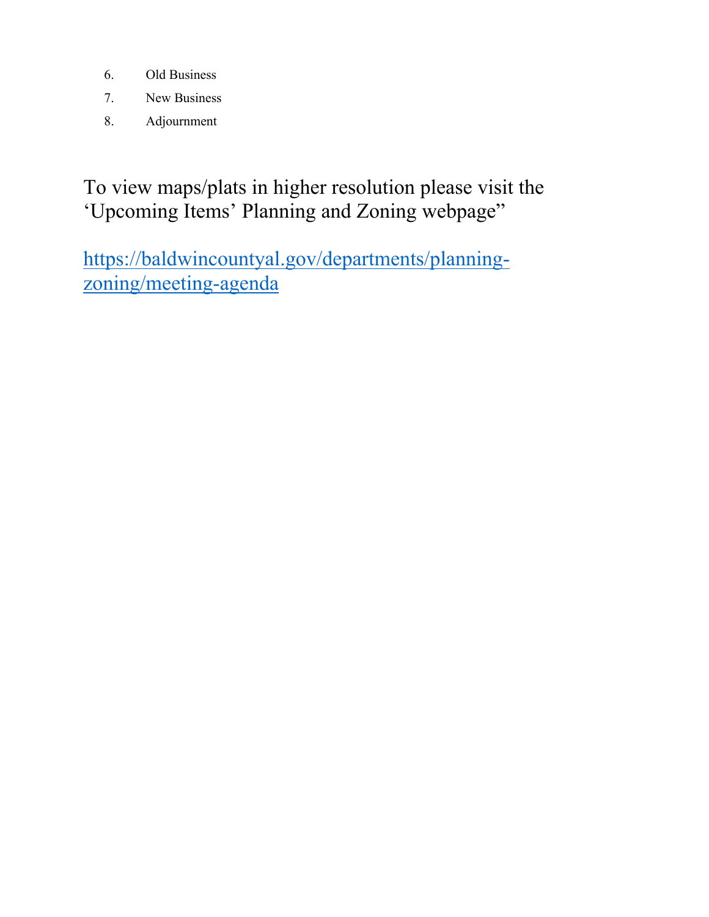6. Old Business
7. New Business
8. Adjournment

To view maps/plats in higher resolution please visit the ‘Upcoming Items’ Planning and Zoning webpage”

[https://baldwincountyal.gov/departments/planning-zoning/meeting-agenda](https://baldwincountyal.gov/departments/planning-zoning/meeting-agenda)